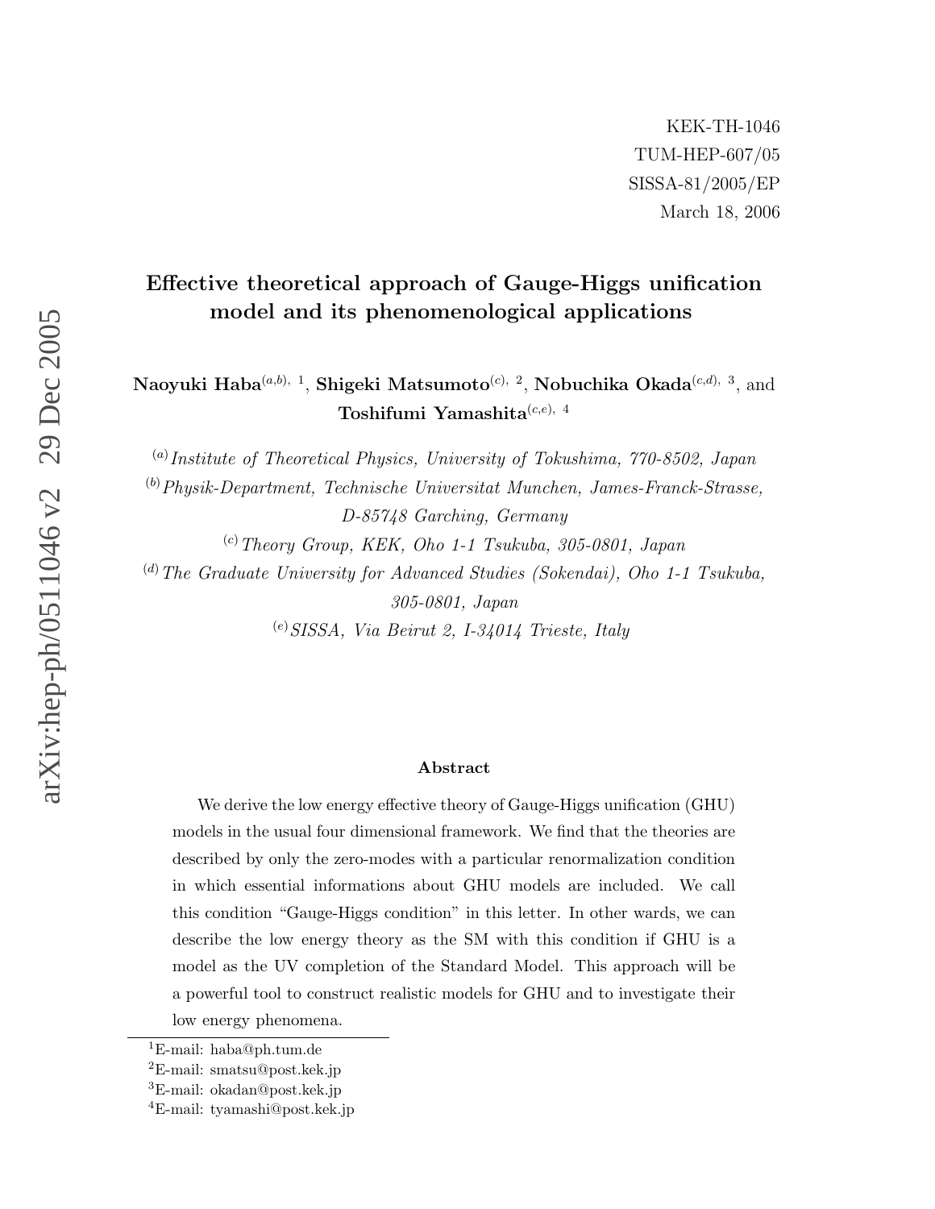KEK-TH-1046

TUM-HEP-607/05

SISSA-81/2005/EP

March 18, 2006

# Effective theoretical approach of Gauge-Higgs unification model and its phenomenological applications

**Naoyuki Haba**[(a,b), 1], **Shigeki Matsumoto**[(c), 2], **Nobuchika Okada**[(c,d), 3], and **Toshifumi Yamashita**[(c,e), 4]

[(a)] *Institute of Theoretical Physics, University of Tokushima, 770-8502, Japan*

[(b)] *Physik-Department, Technische Universitat Munchen, James-Franck-Strasse, D-85748 Garching, Germany*

[(c)] *Theory Group, KEK, Oho 1-1 Tsukuba, 305-0801, Japan*

[(d)] *The Graduate University for Advanced Studies (Sokendai), Oho 1-1 Tsukuba, 305-0801, Japan*

[(e)] *SISSA, Via Beirut 2, I-34014 Trieste, Italy*

### Abstract

We derive the low energy effective theory of Gauge-Higgs unification (GHU) models in the usual four dimensional framework. We find that the theories are described by only the zero-modes with a particular renormalization condition in which essential informations about GHU models are included. We call this condition "Gauge-Higgs condition" in this letter. In other wards, we can describe the low energy theory as the SM with this condition if GHU is a model as the UV completion of the Standard Model. This approach will be a powerful tool to construct realistic models for GHU and to investigate their low energy phenomena.

[1] E-mail: haba@ph.tum.de

[2] E-mail: smatsu@post.kek.jp

[3] E-mail: okadan@post.kek.jp

[4] E-mail: tyamashi@post.kek.jp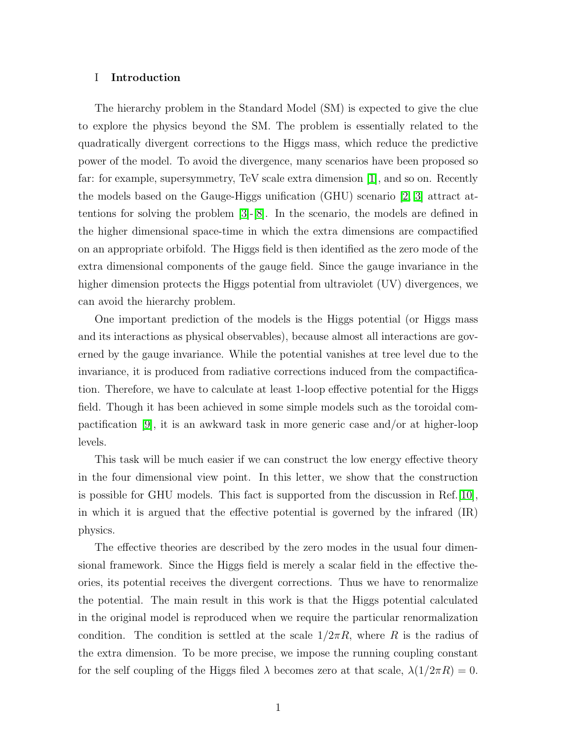## I Introduction

The hierarchy problem in the Standard Model (SM) is expected to give the clue to explore the physics beyond the SM. The problem is essentially related to the quadratically divergent corrections to the Higgs mass, which reduce the predictive power of the model. To avoid the divergence, many scenarios have been proposed so far: for example, supersymmetry, TeV scale extra dimension [1], and so on. Recently the models based on the Gauge-Higgs unification (GHU) scenario [2, 3] attract attentions for solving the problem [3]-[8]. In the scenario, the models are defined in the higher dimensional space-time in which the extra dimensions are compactified on an appropriate orbifold. The Higgs field is then identified as the zero mode of the extra dimensional components of the gauge field. Since the gauge invariance in the higher dimension protects the Higgs potential from ultraviolet (UV) divergences, we can avoid the hierarchy problem.

One important prediction of the models is the Higgs potential (or Higgs mass and its interactions as physical observables), because almost all interactions are governed by the gauge invariance. While the potential vanishes at tree level due to the invariance, it is produced from radiative corrections induced from the compactification. Therefore, we have to calculate at least 1-loop effective potential for the Higgs field. Though it has been achieved in some simple models such as the toroidal compactification [9], it is an awkward task in more generic case and/or at higher-loop levels.

This task will be much easier if we can construct the low energy effective theory in the four dimensional view point. In this letter, we show that the construction is possible for GHU models. This fact is supported from the discussion in Ref.[10], in which it is argued that the effective potential is governed by the infrared (IR) physics.

The effective theories are described by the zero modes in the usual four dimensional framework. Since the Higgs field is merely a scalar field in the effective theories, its potential receives the divergent corrections. Thus we have to renormalize the potential. The main result in this work is that the Higgs potential calculated in the original model is reproduced when we require the particular renormalization condition. The condition is settled at the scale $1/2\pi R$, where $R$ is the radius of the extra dimension. To be more precise, we impose the running coupling constant for the self coupling of the Higgs filed $\lambda$ becomes zero at that scale, $\lambda(1/2\pi R) = 0$.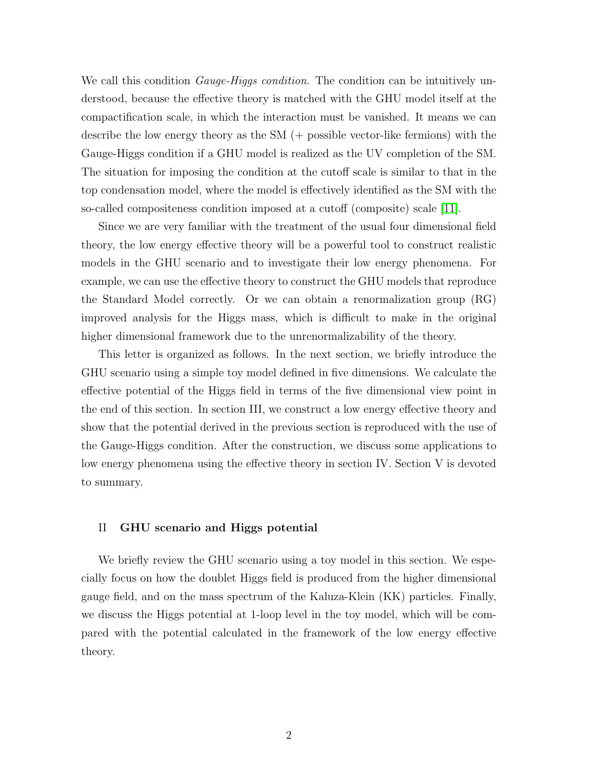We call this condition *Gauge-Higgs condition*. The condition can be intuitively understood, because the effective theory is matched with the GHU model itself at the compactification scale, in which the interaction must be vanished. It means we can describe the low energy theory as the SM (+ possible vector-like fermions) with the Gauge-Higgs condition if a GHU model is realized as the UV completion of the SM. The situation for imposing the condition at the cutoff scale is similar to that in the top condensation model, where the model is effectively identified as the SM with the so-called compositeness condition imposed at a cutoff (composite) scale [11].

Since we are very familiar with the treatment of the usual four dimensional field theory, the low energy effective theory will be a powerful tool to construct realistic models in the GHU scenario and to investigate their low energy phenomena. For example, we can use the effective theory to construct the GHU models that reproduce the Standard Model correctly. Or we can obtain a renormalization group (RG) improved analysis for the Higgs mass, which is difficult to make in the original higher dimensional framework due to the unrenormalizability of the theory.

This letter is organized as follows. In the next section, we briefly introduce the GHU scenario using a simple toy model defined in five dimensions. We calculate the effective potential of the Higgs field in terms of the five dimensional view point in the end of this section. In section III, we construct a low energy effective theory and show that the potential derived in the previous section is reproduced with the use of the Gauge-Higgs condition. After the construction, we discuss some applications to low energy phenomena using the effective theory in section IV. Section V is devoted to summary.

## II GHU scenario and Higgs potential

We briefly review the GHU scenario using a toy model in this section. We especially focus on how the doublet Higgs field is produced from the higher dimensional gauge field, and on the mass spectrum of the Kaluza-Klein (KK) particles. Finally, we discuss the Higgs potential at 1-loop level in the toy model, which will be compared with the potential calculated in the framework of the low energy effective theory.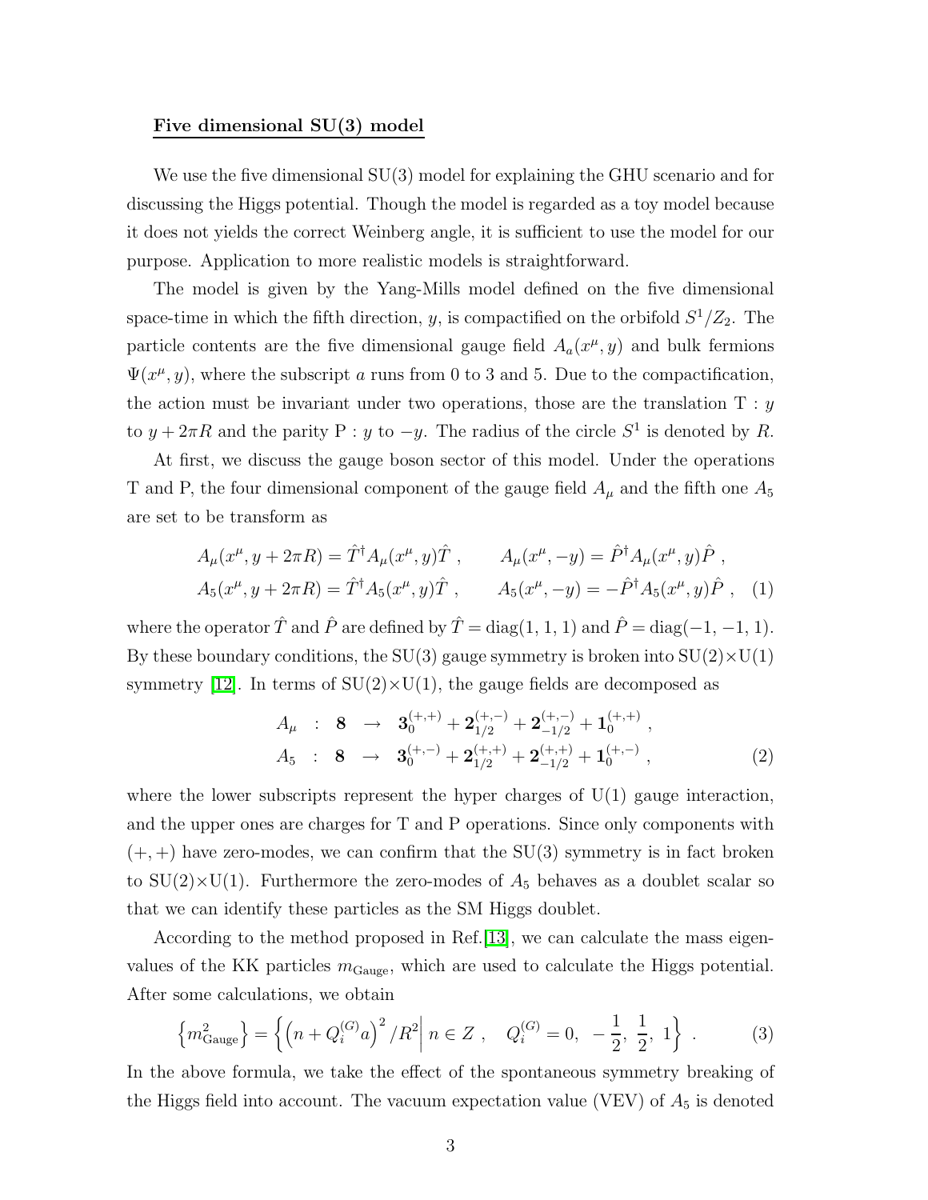## Five dimensional SU(3) model

We use the five dimensional SU(3) model for explaining the GHU scenario and for discussing the Higgs potential. Though the model is regarded as a toy model because it does not yields the correct Weinberg angle, it is sufficient to use the model for our purpose. Application to more realistic models is straightforward.

The model is given by the Yang-Mills model defined on the five dimensional space-time in which the fifth direction, $y$, is compactified on the orbifold $S^1/Z_2$. The particle contents are the five dimensional gauge field $A_a(x^\mu, y)$ and bulk fermions $\Psi(x^\mu, y)$, where the subscript $a$ runs from 0 to 3 and 5. Due to the compactification, the action must be invariant under two operations, those are the translation T : $y$ to $y + 2\pi R$ and the parity P : $y$ to $-y$. The radius of the circle $S^1$ is denoted by $R$.

At first, we discuss the gauge boson sector of this model. Under the operations T and P, the four dimensional component of the gauge field $A_\mu$ and the fifth one $A_5$ are set to be transform as

$$
\begin{aligned}
A_\mu(x^\mu, y + 2\pi R) &= \hat{T}^\dagger A_\mu(x^\mu, y)\hat{T} \;, \qquad A_\mu(x^\mu, -y) = \hat{P}^\dagger A_\mu(x^\mu, y)\hat{P} \;, \\
A_5(x^\mu, y + 2\pi R) &= \hat{T}^\dagger A_5(x^\mu, y)\hat{T} \;, \qquad A_5(x^\mu, -y) = -\hat{P}^\dagger A_5(x^\mu, y)\hat{P} \;, \quad (1)
\end{aligned}
$$

where the operator $\hat{T}$ and $\hat{P}$ are defined by $\hat{T} = \mathrm{diag}(1, 1, 1)$ and $\hat{P} = \mathrm{diag}(-1, -1, 1)$. By these boundary conditions, the SU(3) gauge symmetry is broken into SU(2)×U(1) symmetry [12]. In terms of SU(2)×U(1), the gauge fields are decomposed as

$$
\begin{aligned}
A_\mu &: \mathbf{8} \rightarrow \mathbf{3}_0^{(+,+)} + \mathbf{2}_{1/2}^{(+,-)} + \mathbf{2}_{-1/2}^{(+,-)} + \mathbf{1}_0^{(+,+)} \;, \\
A_5 &: \mathbf{8} \rightarrow \mathbf{3}_0^{(+,-)} + \mathbf{2}_{1/2}^{(+,+)} + \mathbf{2}_{-1/2}^{(+,+)} + \mathbf{1}_0^{(+,-)} \;, \quad (2)
\end{aligned}
$$

where the lower subscripts represent the hyper charges of U(1) gauge interaction, and the upper ones are charges for T and P operations. Since only components with $(+,+)$ have zero-modes, we can confirm that the SU(3) symmetry is in fact broken to SU(2)×U(1). Furthermore the zero-modes of $A_5$ behaves as a doublet scalar so that we can identify these particles as the SM Higgs doublet.

According to the method proposed in Ref.[13], we can calculate the mass eigenvalues of the KK particles $m_{\mathrm{Gauge}}$, which are used to calculate the Higgs potential. After some calculations, we obtain

$$
\left\{ m_{\mathrm{Gauge}}^2 \right\} = \left\{ \left( n + Q_i^{(G)} a \right)^2 / R^2 \middle| \; n \in Z \;, \quad Q_i^{(G)} = 0, \; -\frac{1}{2}, \; \frac{1}{2}, \; 1 \right\} \;. \quad (3)
$$

In the above formula, we take the effect of the spontaneous symmetry breaking of the Higgs field into account. The vacuum expectation value (VEV) of $A_5$ is denoted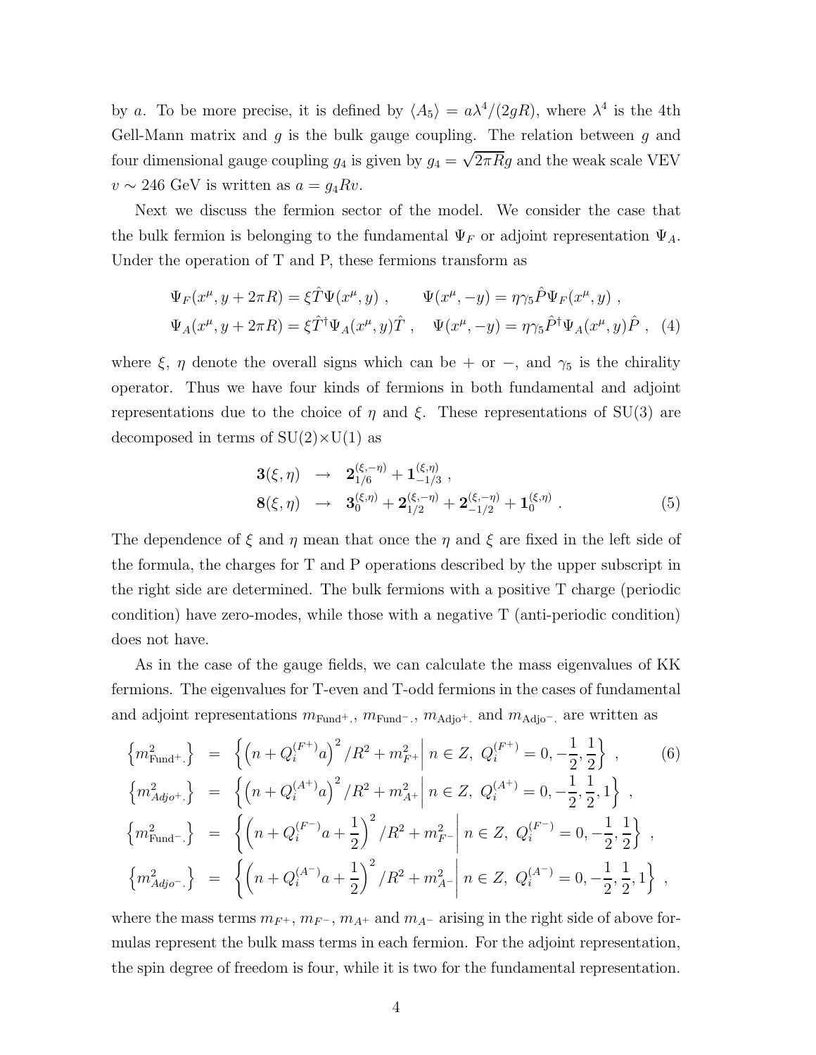by $a$. To be more precise, it is defined by $\langle A_5 \rangle = a\lambda^4/(2gR)$, where $\lambda^4$ is the 4th Gell-Mann matrix and $g$ is the bulk gauge coupling. The relation between $g$ and four dimensional gauge coupling $g_4$ is given by $g_4 = \sqrt{2\pi R}g$ and the weak scale VEV $v \sim 246$ GeV is written as $a = g_4 R v$.

Next we discuss the fermion sector of the model. We consider the case that the bulk fermion is belonging to the fundamental $\Psi_F$ or adjoint representation $\Psi_A$. Under the operation of T and P, these fermions transform as

$$
\begin{aligned}
\Psi_F(x^\mu, y + 2\pi R) &= \xi \hat{T} \Psi(x^\mu, y) \ , \qquad \Psi(x^\mu, -y) = \eta\gamma_5 \hat{P} \Psi_F(x^\mu, y) \ , \\
\Psi_A(x^\mu, y + 2\pi R) &= \xi \hat{T}^\dagger \Psi_A(x^\mu, y) \hat{T} \ , \quad \Psi(x^\mu, -y) = \eta\gamma_5 \hat{P}^\dagger \Psi_A(x^\mu, y) \hat{P} \ , \quad (4)
\end{aligned}
$$

where $\xi$, $\eta$ denote the overall signs which can be $+$ or $-$, and $\gamma_5$ is the chirality operator. Thus we have four kinds of fermions in both fundamental and adjoint representations due to the choice of $\eta$ and $\xi$. These representations of SU(3) are decomposed in terms of SU(2)$\times$U(1) as

$$
\begin{aligned}
\mathbf{3}(\xi, \eta) &\rightarrow \mathbf{2}_{1/6}^{(\xi,-\eta)} + \mathbf{1}_{-1/3}^{(\xi,\eta)} \ , \\
\mathbf{8}(\xi, \eta) &\rightarrow \mathbf{3}_{0}^{(\xi,\eta)} + \mathbf{2}_{1/2}^{(\xi,-\eta)} + \mathbf{2}_{-1/2}^{(\xi,-\eta)} + \mathbf{1}_{0}^{(\xi,\eta)} \ . \qquad (5)
\end{aligned}
$$

The dependence of $\xi$ and $\eta$ mean that once the $\eta$ and $\xi$ are fixed in the left side of the formula, the charges for T and P operations described by the upper subscript in the right side are determined. The bulk fermions with a positive T charge (periodic condition) have zero-modes, while those with a negative T (anti-periodic condition) does not have.

As in the case of the gauge fields, we can calculate the mass eigenvalues of KK fermions. The eigenvalues for T-even and T-odd fermions in the cases of fundamental and adjoint representations $m_{\text{Fund}^+.}$, $m_{\text{Fund}^-.}$, $m_{\text{Adjo}^+.}$ and $m_{\text{Adjo}^-.}$ are written as

$$
\begin{aligned}
\left\{ m^2_{\text{Fund}^+.} \right\} &= \left\{ \left( n + Q_i^{(F^+)} a \right)^2 / R^2 + m^2_{F^+} \middle| \, n \in Z, \ Q_i^{(F^+)} = 0, -\frac{1}{2}, \frac{1}{2} \right\} \ , \qquad (6) \\
\left\{ m^2_{Adjo^+.} \right\} &= \left\{ \left( n + Q_i^{(A^+)} a \right)^2 / R^2 + m^2_{A^+} \middle| \, n \in Z, \ Q_i^{(A^+)} = 0, -\frac{1}{2}, \frac{1}{2}, 1 \right\} \ , \\
\left\{ m^2_{\text{Fund}^-.} \right\} &= \left\{ \left( n + Q_i^{(F^-)} a + \frac{1}{2} \right)^2 / R^2 + m^2_{F^-} \middle| \, n \in Z, \ Q_i^{(F^-)} = 0, -\frac{1}{2}, \frac{1}{2} \right\} \ , \\
\left\{ m^2_{Adjo^-.} \right\} &= \left\{ \left( n + Q_i^{(A^-)} a + \frac{1}{2} \right)^2 / R^2 + m^2_{A^-} \middle| \, n \in Z, \ Q_i^{(A^-)} = 0, -\frac{1}{2}, \frac{1}{2}, 1 \right\} \ ,
\end{aligned}
$$

where the mass terms $m_{F^+}$, $m_{F^-}$, $m_{A^+}$ and $m_{A^-}$ arising in the right side of above formulas represent the bulk mass terms in each fermion. For the adjoint representation, the spin degree of freedom is four, while it is two for the fundamental representation.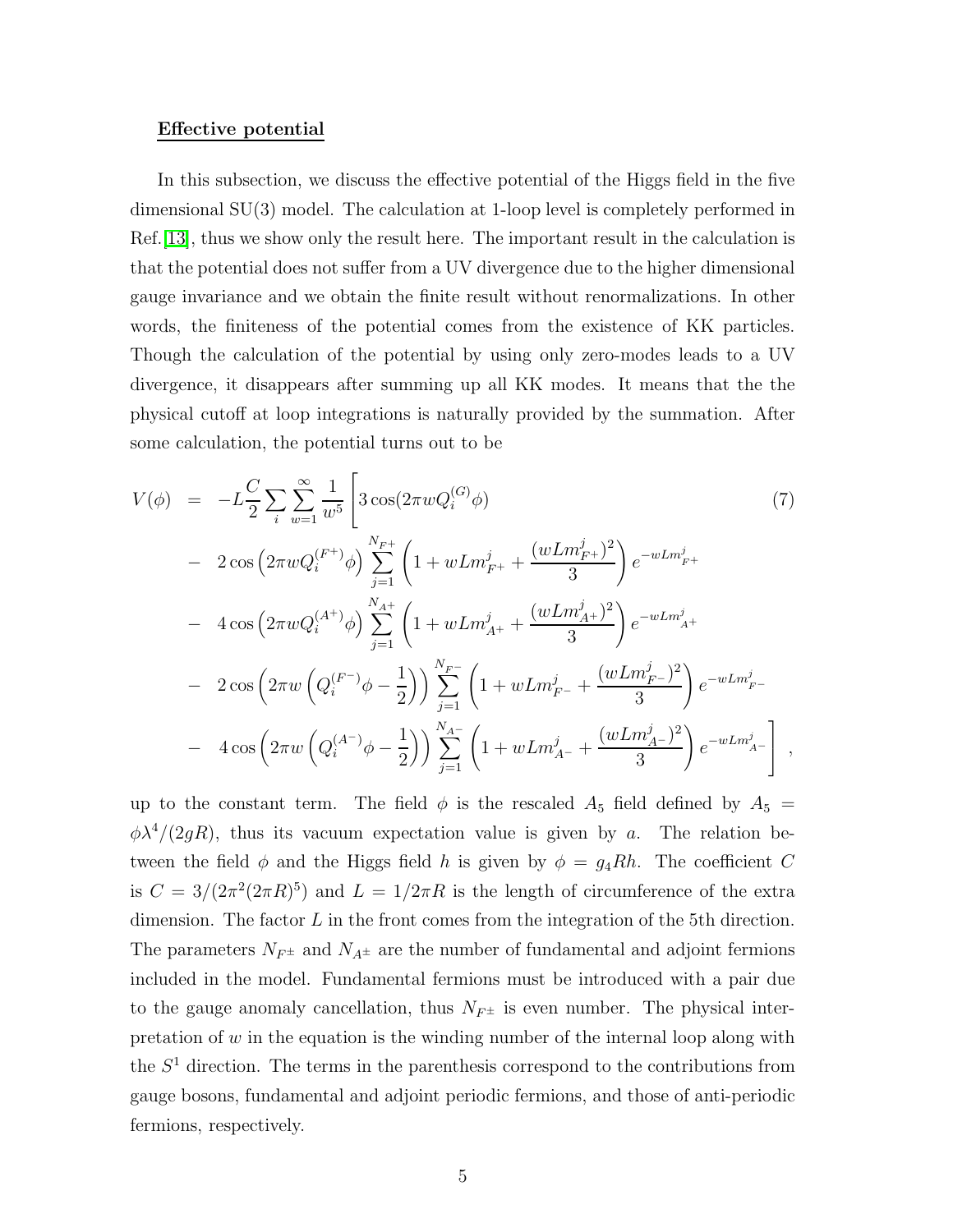**Effective potential**

In this subsection, we discuss the effective potential of the Higgs field in the five dimensional SU(3) model. The calculation at 1-loop level is completely performed in Ref.[13], thus we show only the result here. The important result in the calculation is that the potential does not suffer from a UV divergence due to the higher dimensional gauge invariance and we obtain the finite result without renormalizations. In other words, the finiteness of the potential comes from the existence of KK particles. Though the calculation of the potential by using only zero-modes leads to a UV divergence, it disappears after summing up all KK modes. It means that the the physical cutoff at loop integrations is naturally provided by the summation. After some calculation, the potential turns out to be

$$
\begin{aligned}
V(\phi) = & -L\frac{C}{2}\sum_i \sum_{w=1}^{\infty} \frac{1}{w^5}\Bigg[3\cos(2\pi w Q_i^{(G)}\phi) \\
& - 2\cos\left(2\pi w Q_i^{(F^+)}\phi\right)\sum_{j=1}^{N_{F^+}}\left(1 + wLm_{F^+}^j + \frac{(wLm_{F^+}^j)^2}{3}\right)e^{-wLm_{F^+}^j} \\
& - 4\cos\left(2\pi w Q_i^{(A^+)}\phi\right)\sum_{j=1}^{N_{A^+}}\left(1 + wLm_{A^+}^j + \frac{(wLm_{A^+}^j)^2}{3}\right)e^{-wLm_{A^+}^j} \\
& - 2\cos\left(2\pi w \left(Q_i^{(F^-)}\phi - \frac{1}{2}\right)\right)\sum_{j=1}^{N_{F^-}}\left(1 + wLm_{F^-}^j + \frac{(wLm_{F^-}^j)^2}{3}\right)e^{-wLm_{F^-}^j} \\
& - 4\cos\left(2\pi w \left(Q_i^{(A^-)}\phi - \frac{1}{2}\right)\right)\sum_{j=1}^{N_{A^-}}\left(1 + wLm_{A^-}^j + \frac{(wLm_{A^-}^j)^2}{3}\right)e^{-wLm_{A^-}^j}\Bigg] , \qquad (7)
\end{aligned}
$$

up to the constant term. The field $\phi$ is the rescaled $A_5$ field defined by $A_5 = \phi\lambda^4/(2gR)$, thus its vacuum expectation value is given by $a$. The relation between the field $\phi$ and the Higgs field $h$ is given by $\phi = g_4 R h$. The coefficient $C$ is $C = 3/(2\pi^2(2\pi R)^5)$ and $L = 1/2\pi R$ is the length of circumference of the extra dimension. The factor $L$ in the front comes from the integration of the 5th direction. The parameters $N_{F^\pm}$ and $N_{A^\pm}$ are the number of fundamental and adjoint fermions included in the model. Fundamental fermions must be introduced with a pair due to the gauge anomaly cancellation, thus $N_{F^\pm}$ is even number. The physical interpretation of $w$ in the equation is the winding number of the internal loop along with the $S^1$ direction. The terms in the parenthesis correspond to the contributions from gauge bosons, fundamental and adjoint periodic fermions, and those of anti-periodic fermions, respectively.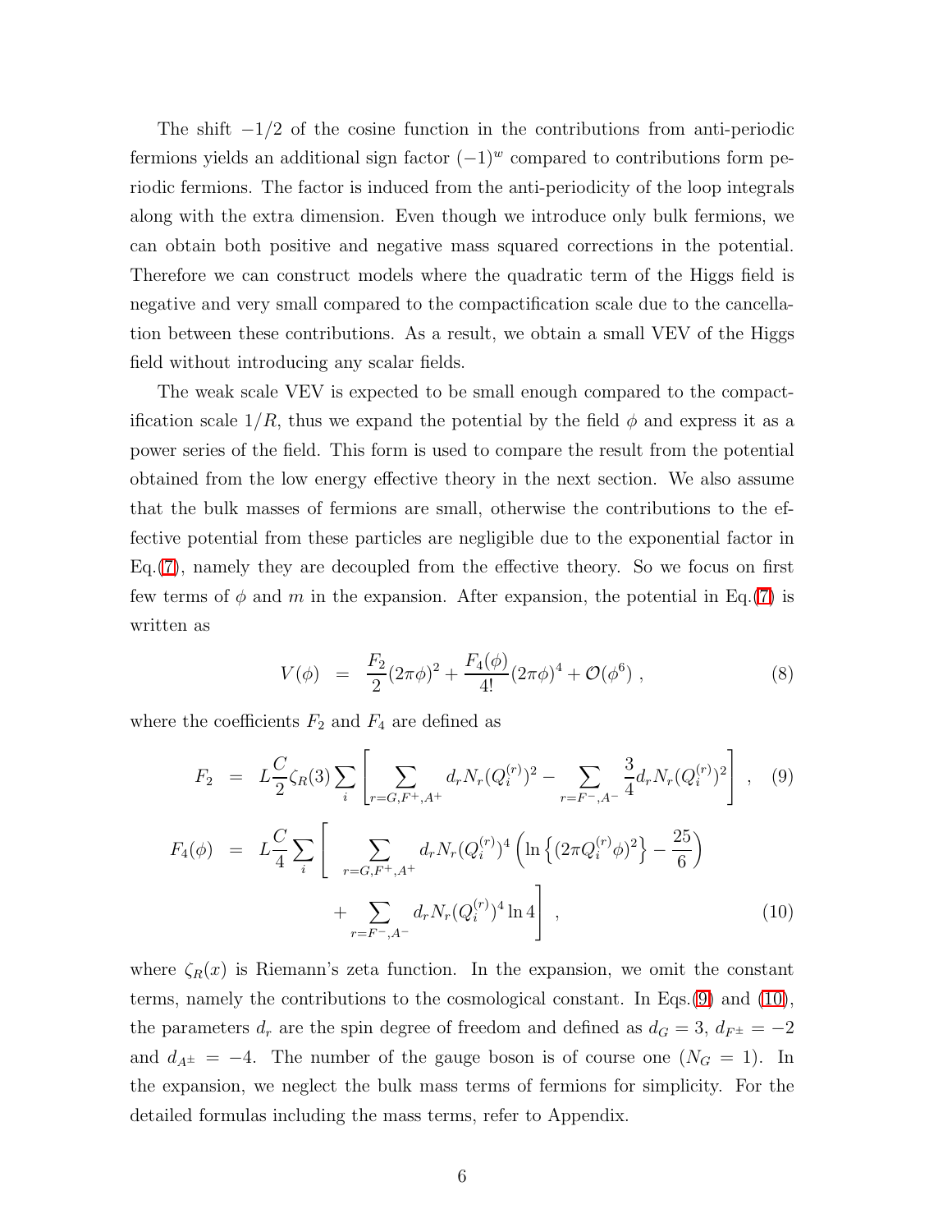The shift $-1/2$ of the cosine function in the contributions from anti-periodic fermions yields an additional sign factor $(-1)^w$ compared to contributions form periodic fermions. The factor is induced from the anti-periodicity of the loop integrals along with the extra dimension. Even though we introduce only bulk fermions, we can obtain both positive and negative mass squared corrections in the potential. Therefore we can construct models where the quadratic term of the Higgs field is negative and very small compared to the compactification scale due to the cancellation between these contributions. As a result, we obtain a small VEV of the Higgs field without introducing any scalar fields.

The weak scale VEV is expected to be small enough compared to the compactification scale $1/R$, thus we expand the potential by the field $\phi$ and express it as a power series of the field. This form is used to compare the result from the potential obtained from the low energy effective theory in the next section. We also assume that the bulk masses of fermions are small, otherwise the contributions to the effective potential from these particles are negligible due to the exponential factor in Eq.(7), namely they are decoupled from the effective theory. So we focus on first few terms of $\phi$ and $m$ in the expansion. After expansion, the potential in Eq.(7) is written as

$$V(\phi) \;=\; \frac{F_2}{2}(2\pi\phi)^2 + \frac{F_4(\phi)}{4!}(2\pi\phi)^4 + \mathcal{O}(\phi^6)\,, \tag{8}$$

where the coefficients $F_2$ and $F_4$ are defined as

$$F_2 \;=\; L\frac{C}{2}\zeta_R(3)\sum_i\left[\sum_{r=G,F^+,A^+} d_r N_r (Q_i^{(r)})^2 - \sum_{r=F^-,A^-}\frac{3}{4}d_r N_r (Q_i^{(r)})^2\right]\,, \tag{9}$$

$$\begin{aligned} F_4(\phi) \;=\; L\frac{C}{4}\sum_i\Bigg[ & \sum_{r=G,F^+,A^+} d_r N_r (Q_i^{(r)})^4\left(\ln\left\{(2\pi Q_i^{(r)}\phi)^2\right\} - \frac{25}{6}\right) \\ & + \sum_{r=F^-,A^-} d_r N_r (Q_i^{(r)})^4 \ln 4\Bigg]\,, \end{aligned} \tag{10}$$

where $\zeta_R(x)$ is Riemann's zeta function. In the expansion, we omit the constant terms, namely the contributions to the cosmological constant. In Eqs.(9) and (10), the parameters $d_r$ are the spin degree of freedom and defined as $d_G = 3$, $d_{F^\pm} = -2$ and $d_{A^\pm} = -4$. The number of the gauge boson is of course one ($N_G = 1$). In the expansion, we neglect the bulk mass terms of fermions for simplicity. For the detailed formulas including the mass terms, refer to Appendix.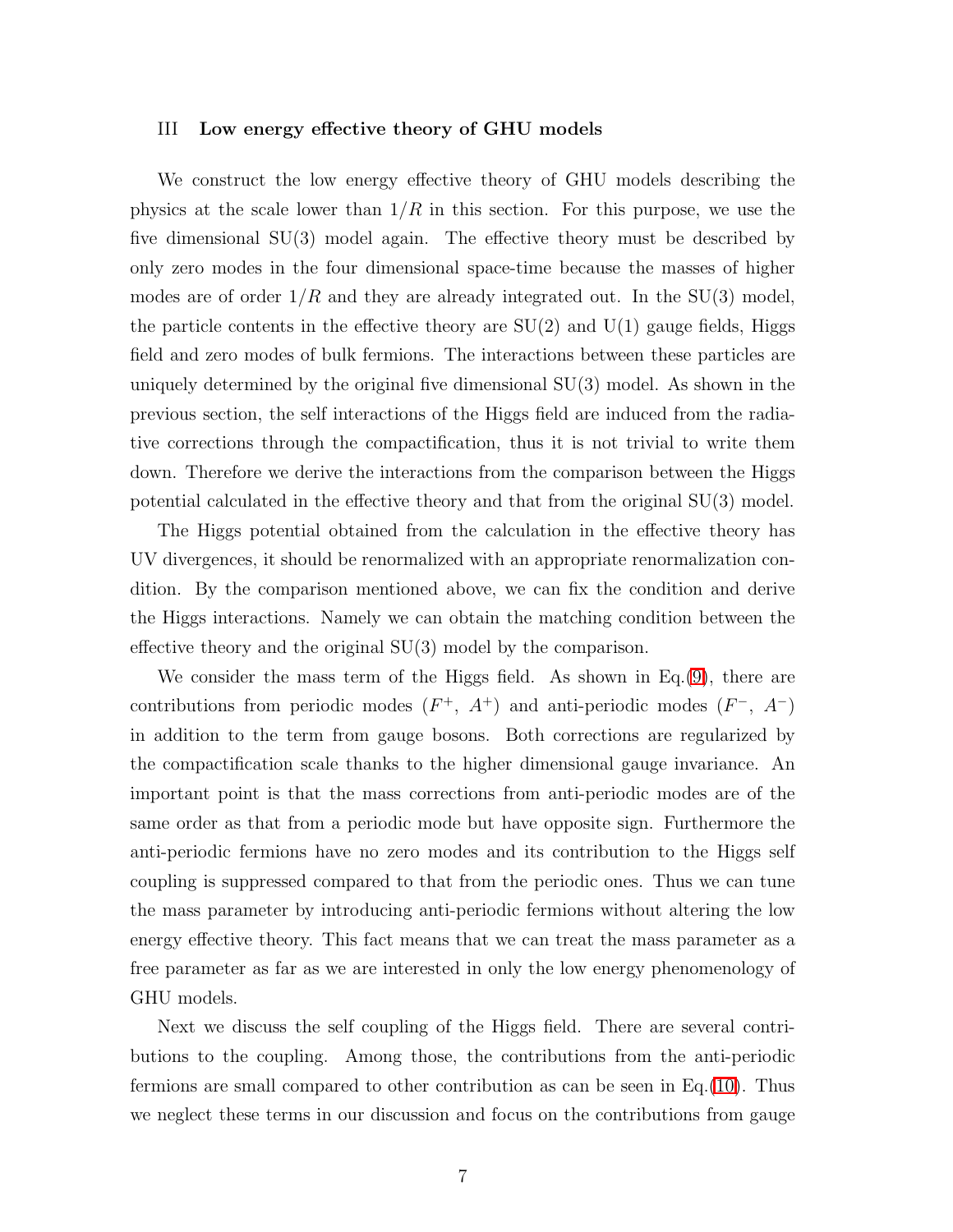## III Low energy effective theory of GHU models

We construct the low energy effective theory of GHU models describing the physics at the scale lower than $1/R$ in this section. For this purpose, we use the five dimensional SU(3) model again. The effective theory must be described by only zero modes in the four dimensional space-time because the masses of higher modes are of order $1/R$ and they are already integrated out. In the SU(3) model, the particle contents in the effective theory are SU(2) and U(1) gauge fields, Higgs field and zero modes of bulk fermions. The interactions between these particles are uniquely determined by the original five dimensional SU(3) model. As shown in the previous section, the self interactions of the Higgs field are induced from the radiative corrections through the compactification, thus it is not trivial to write them down. Therefore we derive the interactions from the comparison between the Higgs potential calculated in the effective theory and that from the original SU(3) model.

The Higgs potential obtained from the calculation in the effective theory has UV divergences, it should be renormalized with an appropriate renormalization condition. By the comparison mentioned above, we can fix the condition and derive the Higgs interactions. Namely we can obtain the matching condition between the effective theory and the original SU(3) model by the comparison.

We consider the mass term of the Higgs field. As shown in Eq.(9), there are contributions from periodic modes ($F^+$, $A^+$) and anti-periodic modes ($F^-$, $A^-$) in addition to the term from gauge bosons. Both corrections are regularized by the compactification scale thanks to the higher dimensional gauge invariance. An important point is that the mass corrections from anti-periodic modes are of the same order as that from a periodic mode but have opposite sign. Furthermore the anti-periodic fermions have no zero modes and its contribution to the Higgs self coupling is suppressed compared to that from the periodic ones. Thus we can tune the mass parameter by introducing anti-periodic fermions without altering the low energy effective theory. This fact means that we can treat the mass parameter as a free parameter as far as we are interested in only the low energy phenomenology of GHU models.

Next we discuss the self coupling of the Higgs field. There are several contributions to the coupling. Among those, the contributions from the anti-periodic fermions are small compared to other contribution as can be seen in Eq.(10). Thus we neglect these terms in our discussion and focus on the contributions from gauge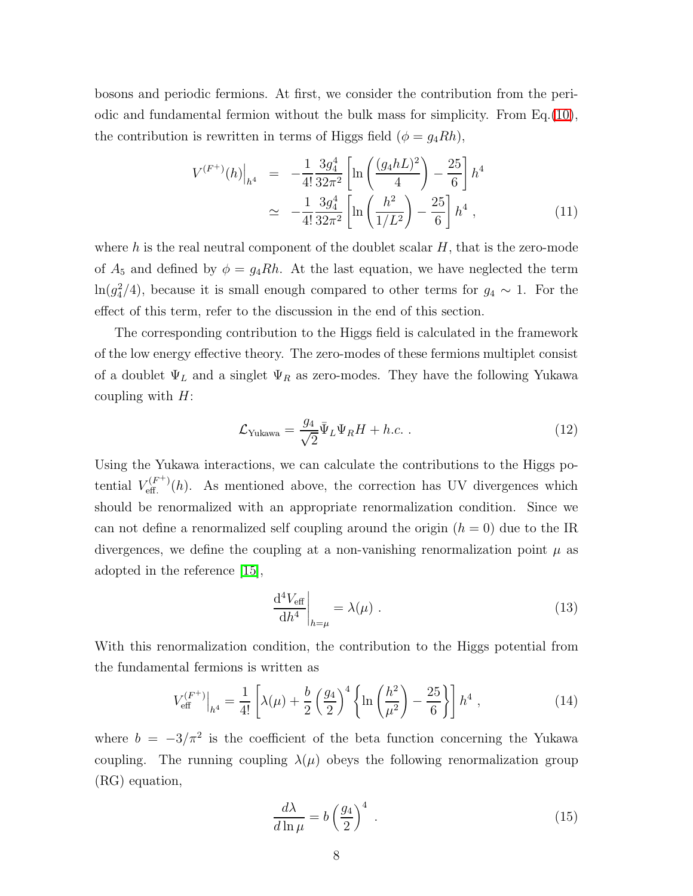bosons and periodic fermions. At first, we consider the contribution from the periodic and fundamental fermion without the bulk mass for simplicity. From Eq.(10), the contribution is rewritten in terms of Higgs field ($\phi = g_4 R h$),

$$
\begin{aligned}
V^{(F^+)}(h)\Big|_{h^4} &= -\frac{1}{4!}\frac{3g_4^4}{32\pi^2}\left[\ln\left(\frac{(g_4 h L)^2}{4}\right) - \frac{25}{6}\right] h^4 \\
&\simeq -\frac{1}{4!}\frac{3g_4^4}{32\pi^2}\left[\ln\left(\frac{h^2}{1/L^2}\right) - \frac{25}{6}\right] h^4 \ , \qquad (11)
\end{aligned}
$$

where $h$ is the real neutral component of the doublet scalar $H$, that is the zero-mode of $A_5$ and defined by $\phi = g_4 R h$. At the last equation, we have neglected the term $\ln(g_4^2/4)$, because it is small enough compared to other terms for $g_4 \sim 1$. For the effect of this term, refer to the discussion in the end of this section.

The corresponding contribution to the Higgs field is calculated in the framework of the low energy effective theory. The zero-modes of these fermions multiplet consist of a doublet $\Psi_L$ and a singlet $\Psi_R$ as zero-modes. They have the following Yukawa coupling with $H$:

$$
\mathcal{L}_{\text{Yukawa}} = \frac{g_4}{\sqrt{2}}\bar{\Psi}_L \Psi_R H + h.c. \ . \qquad (12)
$$

Using the Yukawa interactions, we can calculate the contributions to the Higgs potential $V_{\text{eff.}}^{(F^+)}(h)$. As mentioned above, the correction has UV divergences which should be renormalized with an appropriate renormalization condition. Since we can not define a renormalized self coupling around the origin ($h = 0$) due to the IR divergences, we define the coupling at a non-vanishing renormalization point $\mu$ as adopted in the reference [15],

$$
\left.\frac{\mathrm{d}^4 V_{\text{eff}}}{\mathrm{d}h^4}\right|_{h=\mu} = \lambda(\mu) \ . \qquad (13)
$$

With this renormalization condition, the contribution to the Higgs potential from the fundamental fermions is written as

$$
V_{\text{eff}}^{(F^+)}\Big|_{h^4} = \frac{1}{4!}\left[\lambda(\mu) + \frac{b}{2}\left(\frac{g_4}{2}\right)^4 \left\{\ln\left(\frac{h^2}{\mu^2}\right) - \frac{25}{6}\right\}\right] h^4 \ , \qquad (14)
$$

where $b = -3/\pi^2$ is the coefficient of the beta function concerning the Yukawa coupling. The running coupling $\lambda(\mu)$ obeys the following renormalization group (RG) equation,

$$
\frac{d\lambda}{d\ln\mu} = b\left(\frac{g_4}{2}\right)^4 \ . \qquad (15)
$$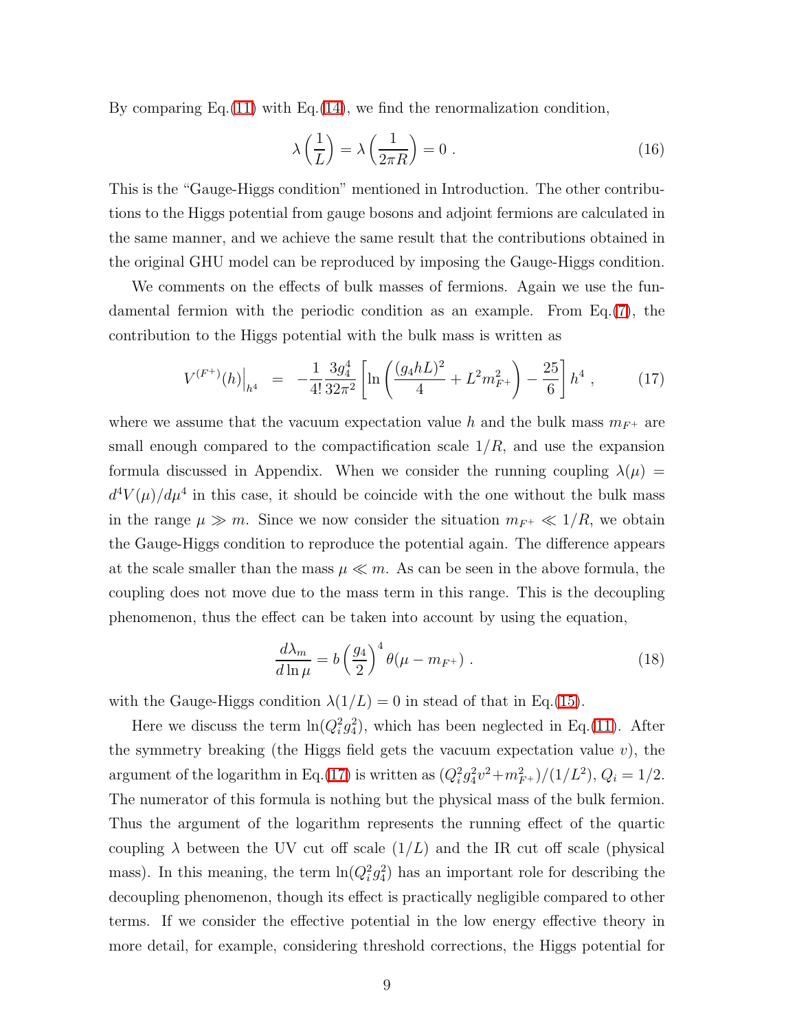By comparing Eq.(11) with Eq.(14), we find the renormalization condition,

$$\lambda\left(\frac{1}{L}\right) = \lambda\left(\frac{1}{2\pi R}\right) = 0 \ . \tag{16}$$

This is the "Gauge-Higgs condition" mentioned in Introduction. The other contributions to the Higgs potential from gauge bosons and adjoint fermions are calculated in the same manner, and we achieve the same result that the contributions obtained in the original GHU model can be reproduced by imposing the Gauge-Higgs condition.

We comments on the effects of bulk masses of fermions. Again we use the fundamental fermion with the periodic condition as an example. From Eq.(7), the contribution to the Higgs potential with the bulk mass is written as

$$V^{(F^+)}(h)\Big|_{h^4} = -\frac{1}{4!}\frac{3g_4^4}{32\pi^2}\left[\ln\left(\frac{(g_4 hL)^2}{4} + L^2 m_{F^+}^2\right) - \frac{25}{6}\right] h^4 \ , \tag{17}$$

where we assume that the vacuum expectation value $h$ and the bulk mass $m_{F^+}$ are small enough compared to the compactification scale $1/R$, and use the expansion formula discussed in Appendix. When we consider the running coupling $\lambda(\mu) = d^4V(\mu)/d\mu^4$ in this case, it should be coincide with the one without the bulk mass in the range $\mu \gg m$. Since we now consider the situation $m_{F^+} \ll 1/R$, we obtain the Gauge-Higgs condition to reproduce the potential again. The difference appears at the scale smaller than the mass $\mu \ll m$. As can be seen in the above formula, the coupling does not move due to the mass term in this range. This is the decoupling phenomenon, thus the effect can be taken into account by using the equation,

$$\frac{d\lambda_m}{d\ln\mu} = b\left(\frac{g_4}{2}\right)^4 \theta(\mu - m_{F^+}) \ . \tag{18}$$

with the Gauge-Higgs condition $\lambda(1/L) = 0$ in stead of that in Eq.(15).

Here we discuss the term $\ln(Q_i^2 g_4^2)$, which has been neglected in Eq.(11). After the symmetry breaking (the Higgs field gets the vacuum expectation value $v$), the argument of the logarithm in Eq.(17) is written as $(Q_i^2 g_4^2 v^2 + m_{F^+}^2)/(1/L^2)$, $Q_i = 1/2$. The numerator of this formula is nothing but the physical mass of the bulk fermion. Thus the argument of the logarithm represents the running effect of the quartic coupling $\lambda$ between the UV cut off scale $(1/L)$ and the IR cut off scale (physical mass). In this meaning, the term $\ln(Q_i^2 g_4^2)$ has an important role for describing the decoupling phenomenon, though its effect is practically negligible compared to other terms. If we consider the effective potential in the low energy effective theory in more detail, for example, considering threshold corrections, the Higgs potential for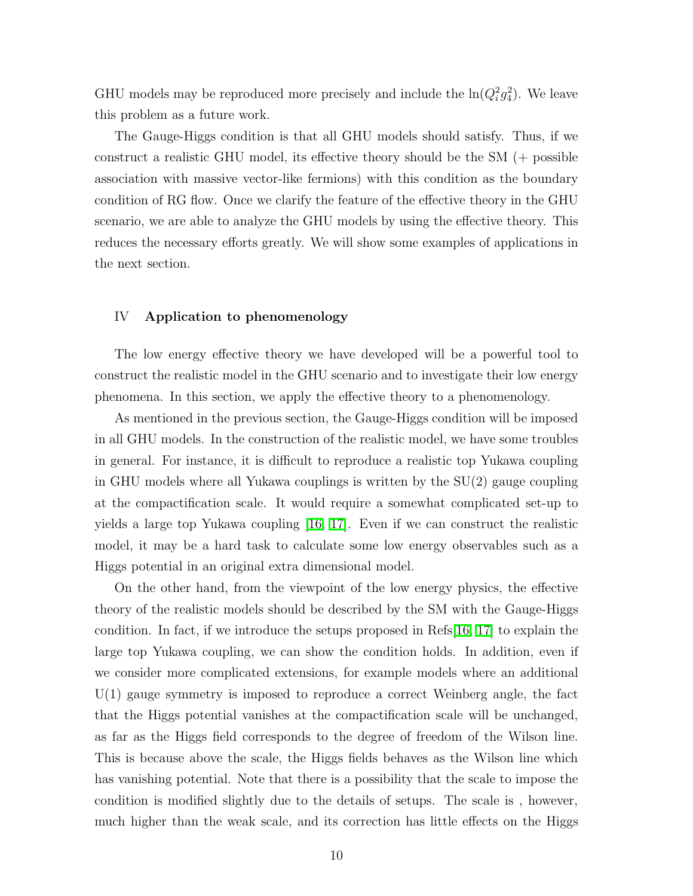GHU models may be reproduced more precisely and include the $\ln(Q_i^2 g_4^2)$. We leave this problem as a future work.

The Gauge-Higgs condition is that all GHU models should satisfy. Thus, if we construct a realistic GHU model, its effective theory should be the SM (+ possible association with massive vector-like fermions) with this condition as the boundary condition of RG flow. Once we clarify the feature of the effective theory in the GHU scenario, we are able to analyze the GHU models by using the effective theory. This reduces the necessary efforts greatly. We will show some examples of applications in the next section.

## IV Application to phenomenology

The low energy effective theory we have developed will be a powerful tool to construct the realistic model in the GHU scenario and to investigate their low energy phenomena. In this section, we apply the effective theory to a phenomenology.

As mentioned in the previous section, the Gauge-Higgs condition will be imposed in all GHU models. In the construction of the realistic model, we have some troubles in general. For instance, it is difficult to reproduce a realistic top Yukawa coupling in GHU models where all Yukawa couplings is written by the SU(2) gauge coupling at the compactification scale. It would require a somewhat complicated set-up to yields a large top Yukawa coupling [16, 17]. Even if we can construct the realistic model, it may be a hard task to calculate some low energy observables such as a Higgs potential in an original extra dimensional model.

On the other hand, from the viewpoint of the low energy physics, the effective theory of the realistic models should be described by the SM with the Gauge-Higgs condition. In fact, if we introduce the setups proposed in Refs[16, 17] to explain the large top Yukawa coupling, we can show the condition holds. In addition, even if we consider more complicated extensions, for example models where an additional U(1) gauge symmetry is imposed to reproduce a correct Weinberg angle, the fact that the Higgs potential vanishes at the compactification scale will be unchanged, as far as the Higgs field corresponds to the degree of freedom of the Wilson line. This is because above the scale, the Higgs fields behaves as the Wilson line which has vanishing potential. Note that there is a possibility that the scale to impose the condition is modified slightly due to the details of setups. The scale is , however, much higher than the weak scale, and its correction has little effects on the Higgs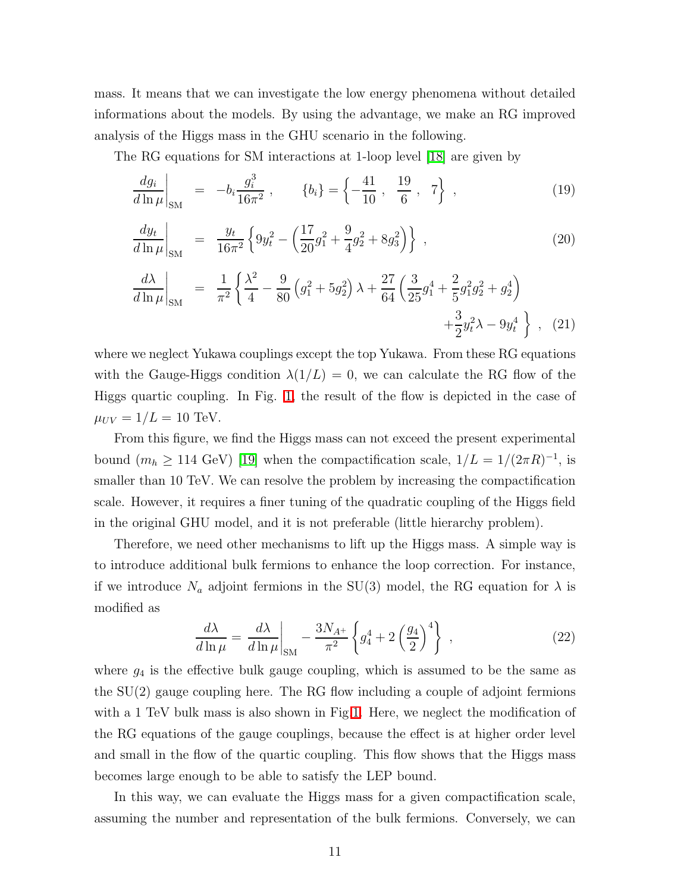mass. It means that we can investigate the low energy phenomena without detailed informations about the models. By using the advantage, we make an RG improved analysis of the Higgs mass in the GHU scenario in the following.

The RG equations for SM interactions at 1-loop level [18] are given by

$$\left.\frac{dg_i}{d\ln\mu}\right|_{\rm SM} = -b_i \frac{g_i^3}{16\pi^2}\,, \qquad \{b_i\} = \left\{-\frac{41}{10}\,,\ \frac{19}{6}\,,\ 7\right\}\,, \tag{19}$$

$$\left.\frac{dy_t}{d\ln\mu}\right|_{\rm SM} = \frac{y_t}{16\pi^2}\left\{9y_t^2 - \left(\frac{17}{20}g_1^2 + \frac{9}{4}g_2^2 + 8g_3^2\right)\right\}\,, \tag{20}$$

$$\left.\frac{d\lambda}{d\ln\mu}\right|_{\rm SM} = \frac{1}{\pi^2}\left\{\frac{\lambda^2}{4} - \frac{9}{80}\left(g_1^2 + 5g_2^2\right)\lambda + \frac{27}{64}\left(\frac{3}{25}g_1^4 + \frac{2}{5}g_1^2 g_2^2 + g_2^4\right) + \frac{3}{2}y_t^2\lambda - 9y_t^4\right\}\,, \tag{21}$$

where we neglect Yukawa couplings except the top Yukawa. From these RG equations with the Gauge-Higgs condition $\lambda(1/L) = 0$, we can calculate the RG flow of the Higgs quartic coupling. In Fig. 1, the result of the flow is depicted in the case of $\mu_{UV} = 1/L = 10$ TeV.

From this figure, we find the Higgs mass can not exceed the present experimental bound ($m_h \geq 114$ GeV) [19] when the compactification scale, $1/L = 1/(2\pi R)^{-1}$, is smaller than 10 TeV. We can resolve the problem by increasing the compactification scale. However, it requires a finer tuning of the quadratic coupling of the Higgs field in the original GHU model, and it is not preferable (little hierarchy problem).

Therefore, we need other mechanisms to lift up the Higgs mass. A simple way is to introduce additional bulk fermions to enhance the loop correction. For instance, if we introduce $N_a$ adjoint fermions in the SU(3) model, the RG equation for $\lambda$ is modified as

$$\frac{d\lambda}{d\ln\mu} = \left.\frac{d\lambda}{d\ln\mu}\right|_{\rm SM} - \frac{3N_{A^+}}{\pi^2}\left\{g_4^4 + 2\left(\frac{g_4}{2}\right)^4\right\}\,, \tag{22}$$

where $g_4$ is the effective bulk gauge coupling, which is assumed to be the same as the SU(2) gauge coupling here. The RG flow including a couple of adjoint fermions with a 1 TeV bulk mass is also shown in Fig.1. Here, we neglect the modification of the RG equations of the gauge couplings, because the effect is at higher order level and small in the flow of the quartic coupling. This flow shows that the Higgs mass becomes large enough to be able to satisfy the LEP bound.

In this way, we can evaluate the Higgs mass for a given compactification scale, assuming the number and representation of the bulk fermions. Conversely, we can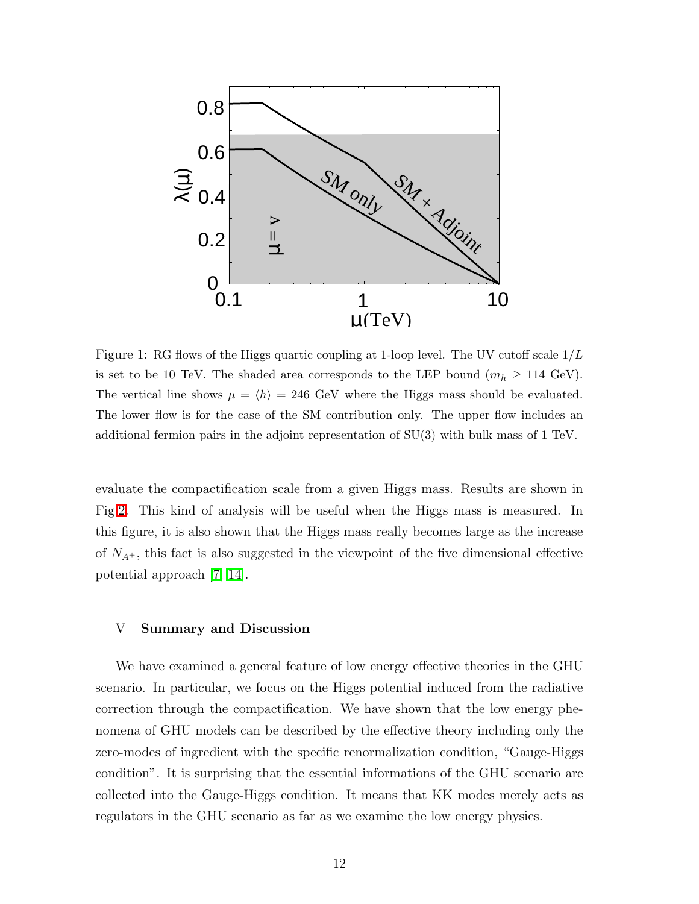Figure 1: RG flows of the Higgs quartic coupling at 1-loop level. The UV cutoff scale $1/L$ is set to be 10 TeV. The shaded area corresponds to the LEP bound ($m_h \geq 114$ GeV). The vertical line shows $\mu = \langle h \rangle = 246$ GeV where the Higgs mass should be evaluated. The lower flow is for the case of the SM contribution only. The upper flow includes an additional fermion pairs in the adjoint representation of SU(3) with bulk mass of 1 TeV.

evaluate the compactification scale from a given Higgs mass. Results are shown in Fig.2. This kind of analysis will be useful when the Higgs mass is measured. In this figure, it is also shown that the Higgs mass really becomes large as the increase of $N_{A^+}$, this fact is also suggested in the viewpoint of the five dimensional effective potential approach [7, 14].

## V Summary and Discussion

We have examined a general feature of low energy effective theories in the GHU scenario. In particular, we focus on the Higgs potential induced from the radiative correction through the compactification. We have shown that the low energy phenomena of GHU models can be described by the effective theory including only the zero-modes of ingredient with the specific renormalization condition, "Gauge-Higgs condition". It is surprising that the essential informations of the GHU scenario are collected into the Gauge-Higgs condition. It means that KK modes merely acts as regulators in the GHU scenario as far as we examine the low energy physics.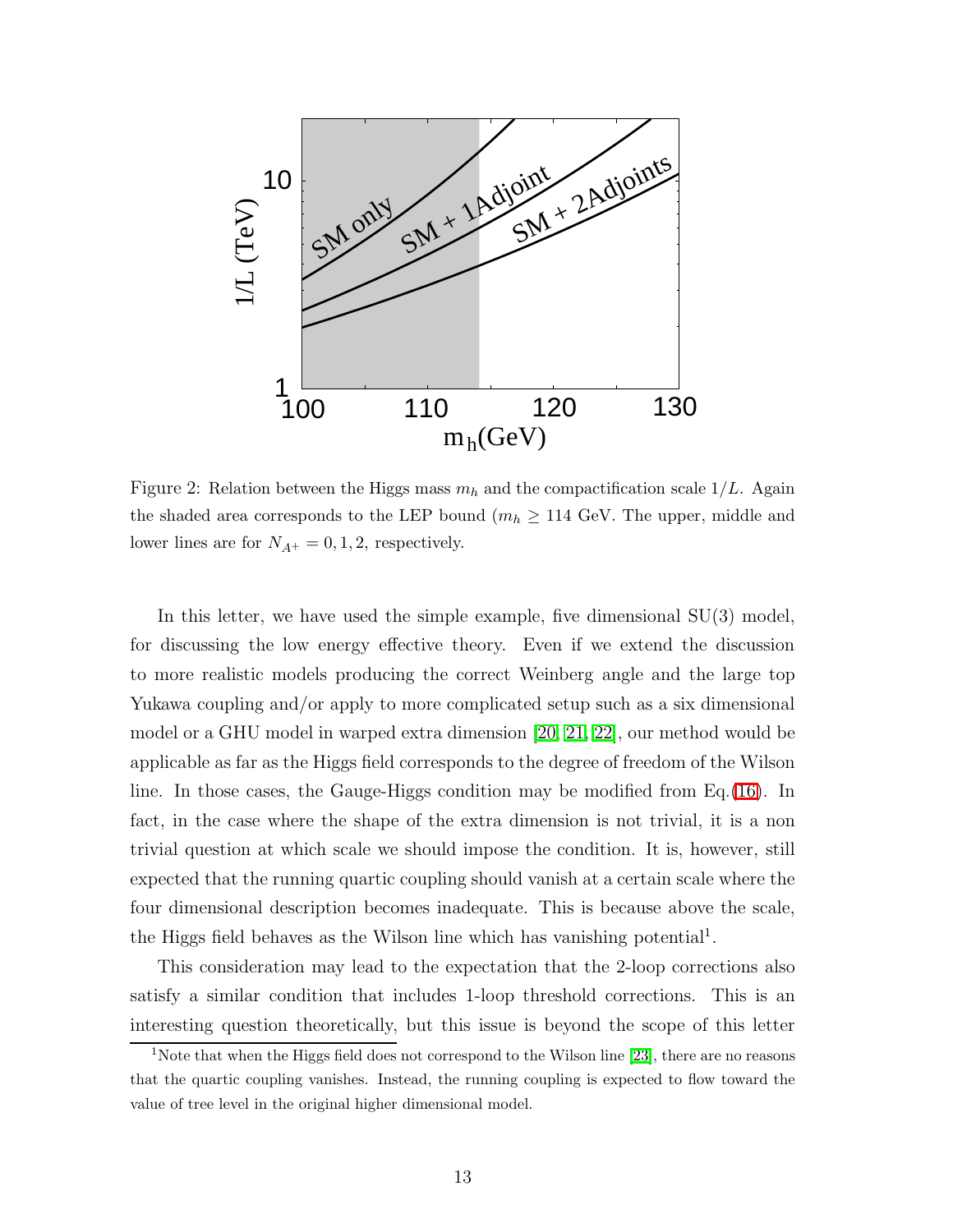Figure 2: Relation between the Higgs mass $m_h$ and the compactification scale $1/L$. Again the shaded area corresponds to the LEP bound ($m_h \geq 114$ GeV. The upper, middle and lower lines are for $N_{A^+} = 0, 1, 2$, respectively.

In this letter, we have used the simple example, five dimensional SU(3) model, for discussing the low energy effective theory. Even if we extend the discussion to more realistic models producing the correct Weinberg angle and the large top Yukawa coupling and/or apply to more complicated setup such as a six dimensional model or a GHU model in warped extra dimension [20, 21, 22], our method would be applicable as far as the Higgs field corresponds to the degree of freedom of the Wilson line. In those cases, the Gauge-Higgs condition may be modified from Eq.(16). In fact, in the case where the shape of the extra dimension is not trivial, it is a non trivial question at which scale we should impose the condition. It is, however, still expected that the running quartic coupling should vanish at a certain scale where the four dimensional description becomes inadequate. This is because above the scale, the Higgs field behaves as the Wilson line which has vanishing potential[1].

This consideration may lead to the expectation that the 2-loop corrections also satisfy a similar condition that includes 1-loop threshold corrections. This is an interesting question theoretically, but this issue is beyond the scope of this letter

[1]Note that when the Higgs field does not correspond to the Wilson line [23], there are no reasons that the quartic coupling vanishes. Instead, the running coupling is expected to flow toward the value of tree level in the original higher dimensional model.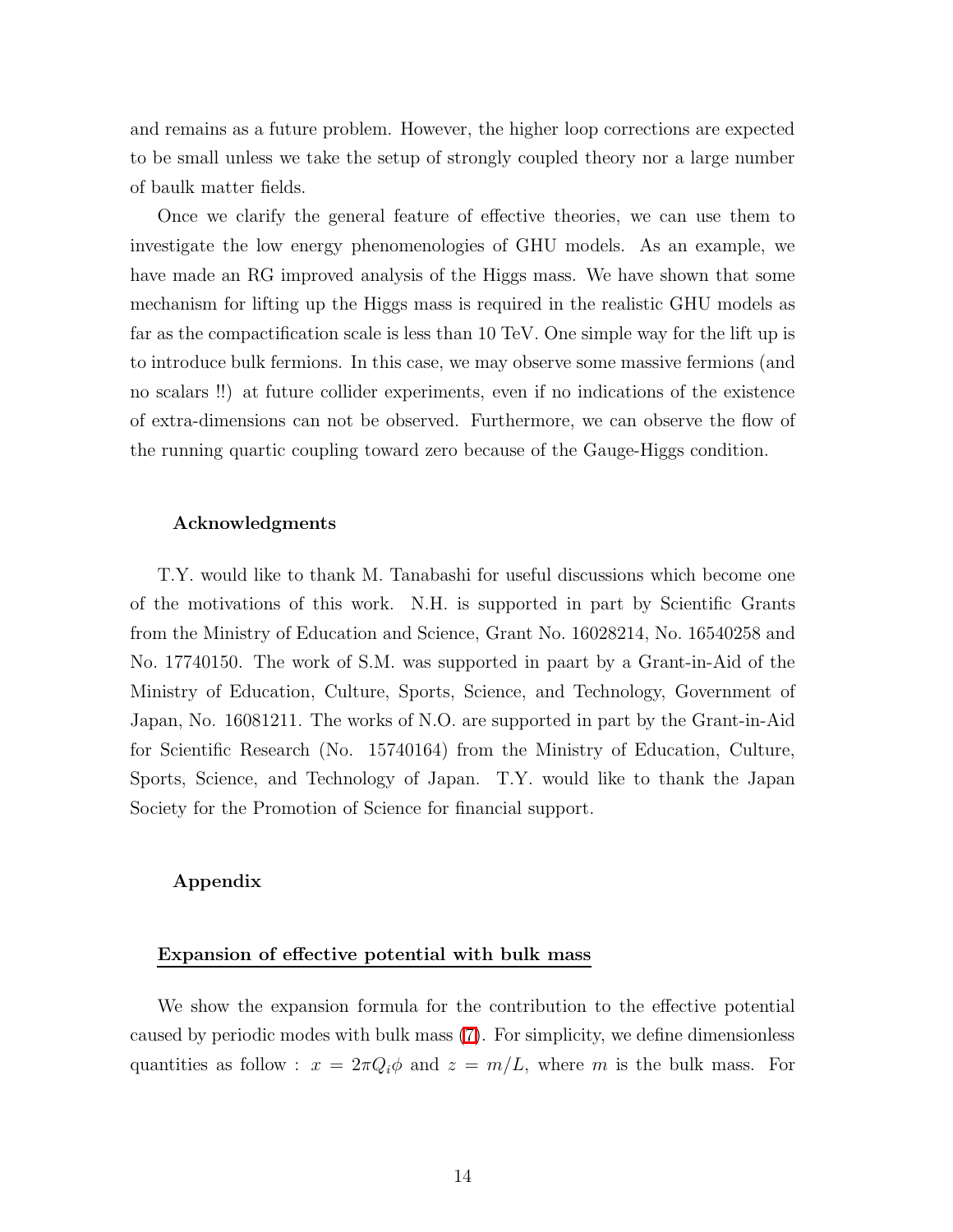and remains as a future problem. However, the higher loop corrections are expected to be small unless we take the setup of strongly coupled theory nor a large number of baulk matter fields.

Once we clarify the general feature of effective theories, we can use them to investigate the low energy phenomenologies of GHU models. As an example, we have made an RG improved analysis of the Higgs mass. We have shown that some mechanism for lifting up the Higgs mass is required in the realistic GHU models as far as the compactification scale is less than 10 TeV. One simple way for the lift up is to introduce bulk fermions. In this case, we may observe some massive fermions (and no scalars !!) at future collider experiments, even if no indications of the existence of extra-dimensions can not be observed. Furthermore, we can observe the flow of the running quartic coupling toward zero because of the Gauge-Higgs condition.

#### Acknowledgments

T.Y. would like to thank M. Tanabashi for useful discussions which become one of the motivations of this work. N.H. is supported in part by Scientific Grants from the Ministry of Education and Science, Grant No. 16028214, No. 16540258 and No. 17740150. The work of S.M. was supported in paart by a Grant-in-Aid of the Ministry of Education, Culture, Sports, Science, and Technology, Government of Japan, No. 16081211. The works of N.O. are supported in part by the Grant-in-Aid for Scientific Research (No. 15740164) from the Ministry of Education, Culture, Sports, Science, and Technology of Japan. T.Y. would like to thank the Japan Society for the Promotion of Science for financial support.

#### Appendix

#### Expansion of effective potential with bulk mass

We show the expansion formula for the contribution to the effective potential caused by periodic modes with bulk mass (7). For simplicity, we define dimensionless quantities as follow : $x = 2\pi Q_i \phi$ and $z = m/L$, where $m$ is the bulk mass. For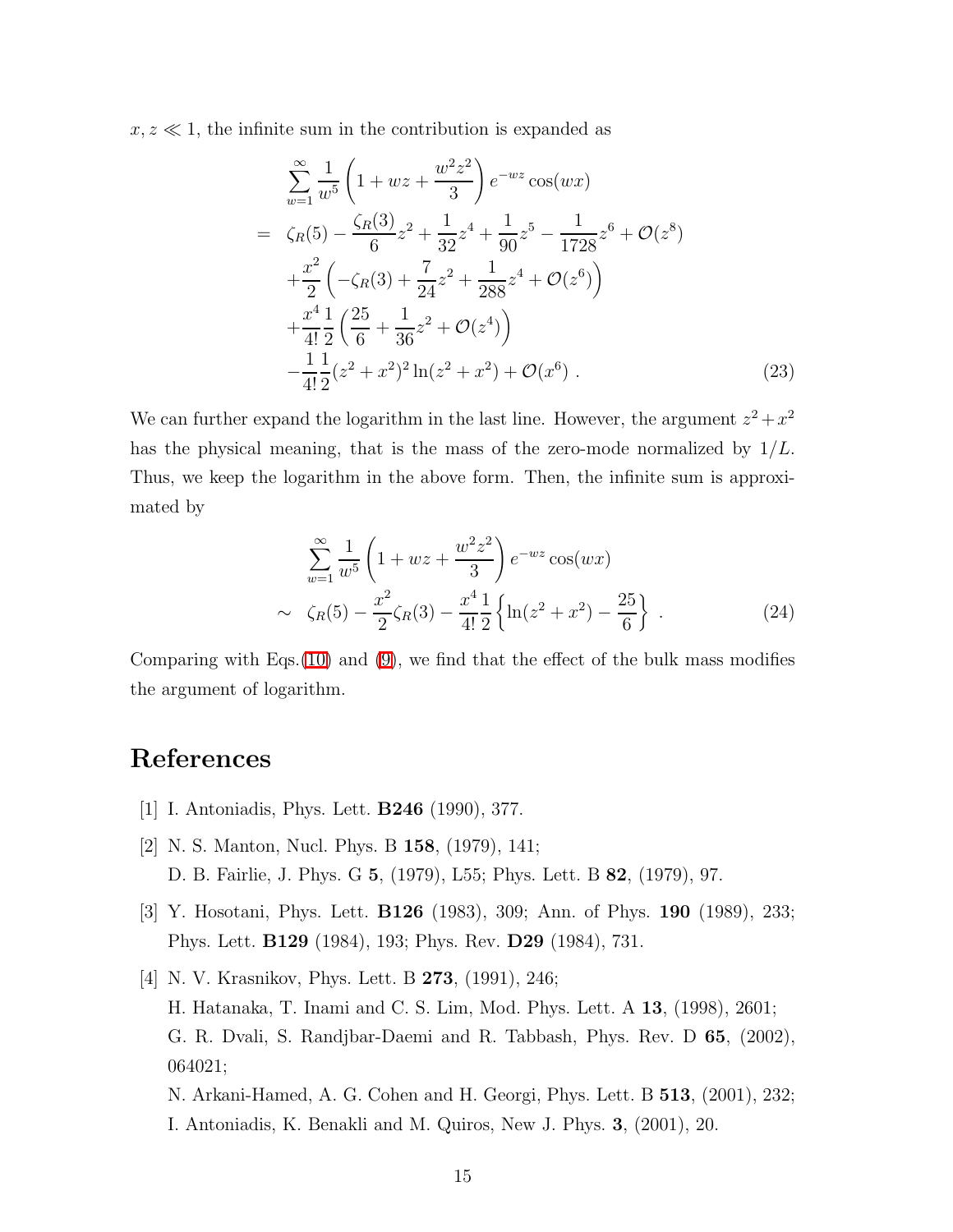$x, z \ll 1$, the infinite sum in the contribution is expanded as

$$
\begin{aligned}
& \sum_{w=1}^{\infty} \frac{1}{w^5}\left(1 + wz + \frac{w^2 z^2}{3}\right) e^{-wz} \cos(wx) \\
= \quad & \zeta_R(5) - \frac{\zeta_R(3)}{6} z^2 + \frac{1}{32} z^4 + \frac{1}{90} z^5 - \frac{1}{1728} z^6 + \mathcal{O}(z^8) \\
& + \frac{x^2}{2}\left(-\zeta_R(3) + \frac{7}{24} z^2 + \frac{1}{288} z^4 + \mathcal{O}(z^6)\right) \\
& + \frac{x^4}{4!}\frac{1}{2}\left(\frac{25}{6} + \frac{1}{36} z^2 + \mathcal{O}(z^4)\right) \\
& - \frac{1}{4!}\frac{1}{2}(z^2 + x^2)^2 \ln(z^2 + x^2) + \mathcal{O}(x^6) \ . \qquad (23)
\end{aligned}
$$

We can further expand the logarithm in the last line. However, the argument $z^2 + x^2$ has the physical meaning, that is the mass of the zero-mode normalized by $1/L$. Thus, we keep the logarithm in the above form. Then, the infinite sum is approximated by

$$
\begin{aligned}
& \sum_{w=1}^{\infty} \frac{1}{w^5}\left(1 + wz + \frac{w^2 z^2}{3}\right) e^{-wz} \cos(wx) \\
\sim \quad & \zeta_R(5) - \frac{x^2}{2}\zeta_R(3) - \frac{x^4}{4!}\frac{1}{2}\left\{\ln(z^2 + x^2) - \frac{25}{6}\right\} \ . \qquad (24)
\end{aligned}
$$

Comparing with Eqs.(10) and (9), we find that the effect of the bulk mass modifies the argument of logarithm.

# References

[1] I. Antoniadis, Phys. Lett. **B246** (1990), 377.

[2] N. S. Manton, Nucl. Phys. B **158**, (1979), 141;
D. B. Fairlie, J. Phys. G **5**, (1979), L55; Phys. Lett. B **82**, (1979), 97.

[3] Y. Hosotani, Phys. Lett. **B126** (1983), 309; Ann. of Phys. **190** (1989), 233; Phys. Lett. **B129** (1984), 193; Phys. Rev. **D29** (1984), 731.

[4] N. V. Krasnikov, Phys. Lett. B **273**, (1991), 246;
H. Hatanaka, T. Inami and C. S. Lim, Mod. Phys. Lett. A **13**, (1998), 2601;
G. R. Dvali, S. Randjbar-Daemi and R. Tabbash, Phys. Rev. D **65**, (2002), 064021;
N. Arkani-Hamed, A. G. Cohen and H. Georgi, Phys. Lett. B **513**, (2001), 232;
I. Antoniadis, K. Benakli and M. Quiros, New J. Phys. **3**, (2001), 20.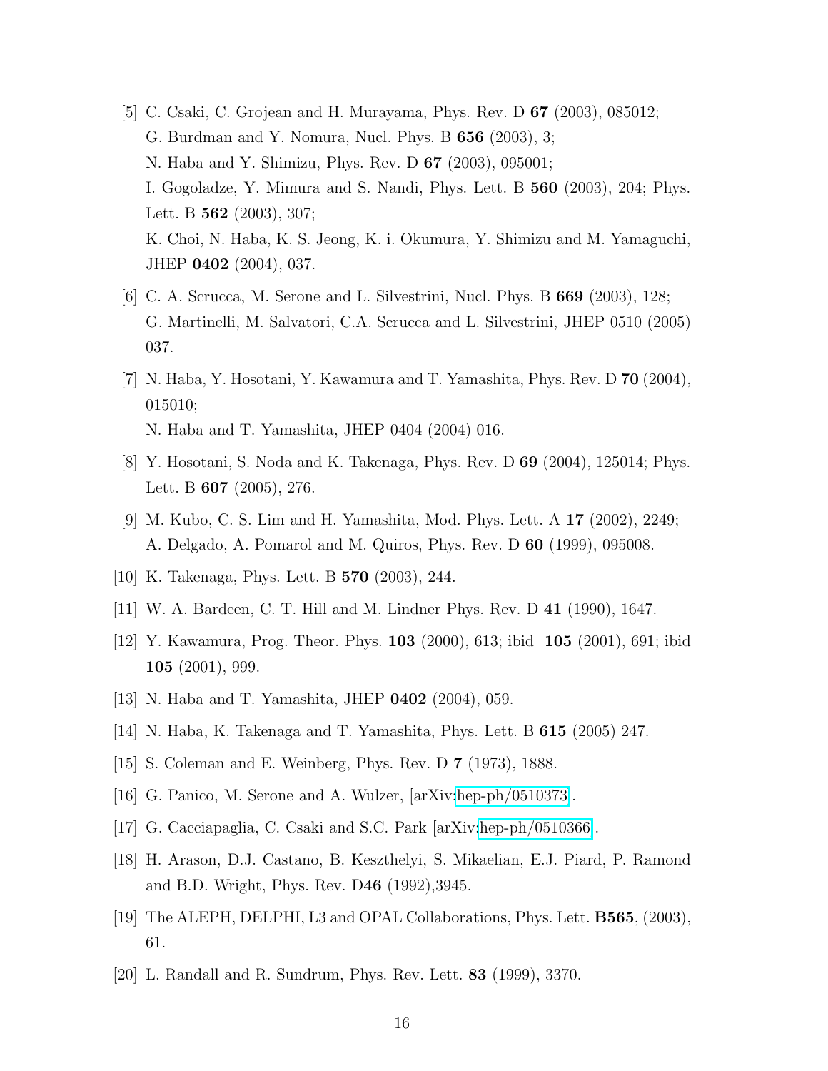[5] C. Csaki, C. Grojean and H. Murayama, Phys. Rev. D **67** (2003), 085012;
G. Burdman and Y. Nomura, Nucl. Phys. B **656** (2003), 3;
N. Haba and Y. Shimizu, Phys. Rev. D **67** (2003), 095001;
I. Gogoladze, Y. Mimura and S. Nandi, Phys. Lett. B **560** (2003), 204; Phys. Lett. B **562** (2003), 307;
K. Choi, N. Haba, K. S. Jeong, K. i. Okumura, Y. Shimizu and M. Yamaguchi, JHEP **0402** (2004), 037.

[6] C. A. Scrucca, M. Serone and L. Silvestrini, Nucl. Phys. B **669** (2003), 128;
G. Martinelli, M. Salvatori, C.A. Scrucca and L. Silvestrini, JHEP 0510 (2005) 037.

[7] N. Haba, Y. Hosotani, Y. Kawamura and T. Yamashita, Phys. Rev. D **70** (2004), 015010;
N. Haba and T. Yamashita, JHEP 0404 (2004) 016.

[8] Y. Hosotani, S. Noda and K. Takenaga, Phys. Rev. D **69** (2004), 125014; Phys. Lett. B **607** (2005), 276.

[9] M. Kubo, C. S. Lim and H. Yamashita, Mod. Phys. Lett. A **17** (2002), 2249;
A. Delgado, A. Pomarol and M. Quiros, Phys. Rev. D **60** (1999), 095008.

[10] K. Takenaga, Phys. Lett. B **570** (2003), 244.

[11] W. A. Bardeen, C. T. Hill and M. Lindner Phys. Rev. D **41** (1990), 1647.

[12] Y. Kawamura, Prog. Theor. Phys. **103** (2000), 613; ibid **105** (2001), 691; ibid **105** (2001), 999.

[13] N. Haba and T. Yamashita, JHEP **0402** (2004), 059.

[14] N. Haba, K. Takenaga and T. Yamashita, Phys. Lett. B **615** (2005) 247.

[15] S. Coleman and E. Weinberg, Phys. Rev. D **7** (1973), 1888.

[16] G. Panico, M. Serone and A. Wulzer, [arXiv:hep-ph/0510373].

[17] G. Cacciapaglia, C. Csaki and S.C. Park [arXiv:hep-ph/0510366].

[18] H. Arason, D.J. Castano, B. Keszthelyi, S. Mikaelian, E.J. Piard, P. Ramond and B.D. Wright, Phys. Rev. D**46** (1992),3945.

[19] The ALEPH, DELPHI, L3 and OPAL Collaborations, Phys. Lett. **B565**, (2003), 61.

[20] L. Randall and R. Sundrum, Phys. Rev. Lett. **83** (1999), 3370.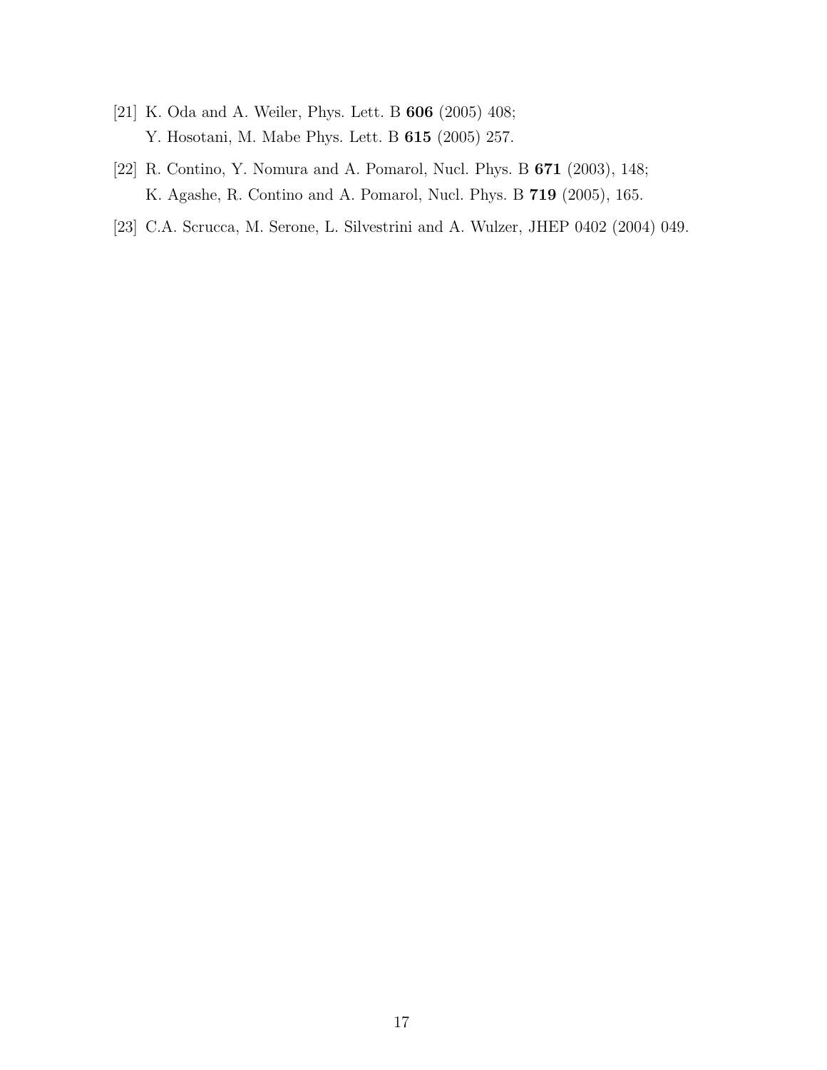[21] K. Oda and A. Weiler, Phys. Lett. B **606** (2005) 408;
Y. Hosotani, M. Mabe Phys. Lett. B **615** (2005) 257.

[22] R. Contino, Y. Nomura and A. Pomarol, Nucl. Phys. B **671** (2003), 148;
K. Agashe, R. Contino and A. Pomarol, Nucl. Phys. B **719** (2005), 165.

[23] C.A. Scrucca, M. Serone, L. Silvestrini and A. Wulzer, JHEP 0402 (2004) 049.